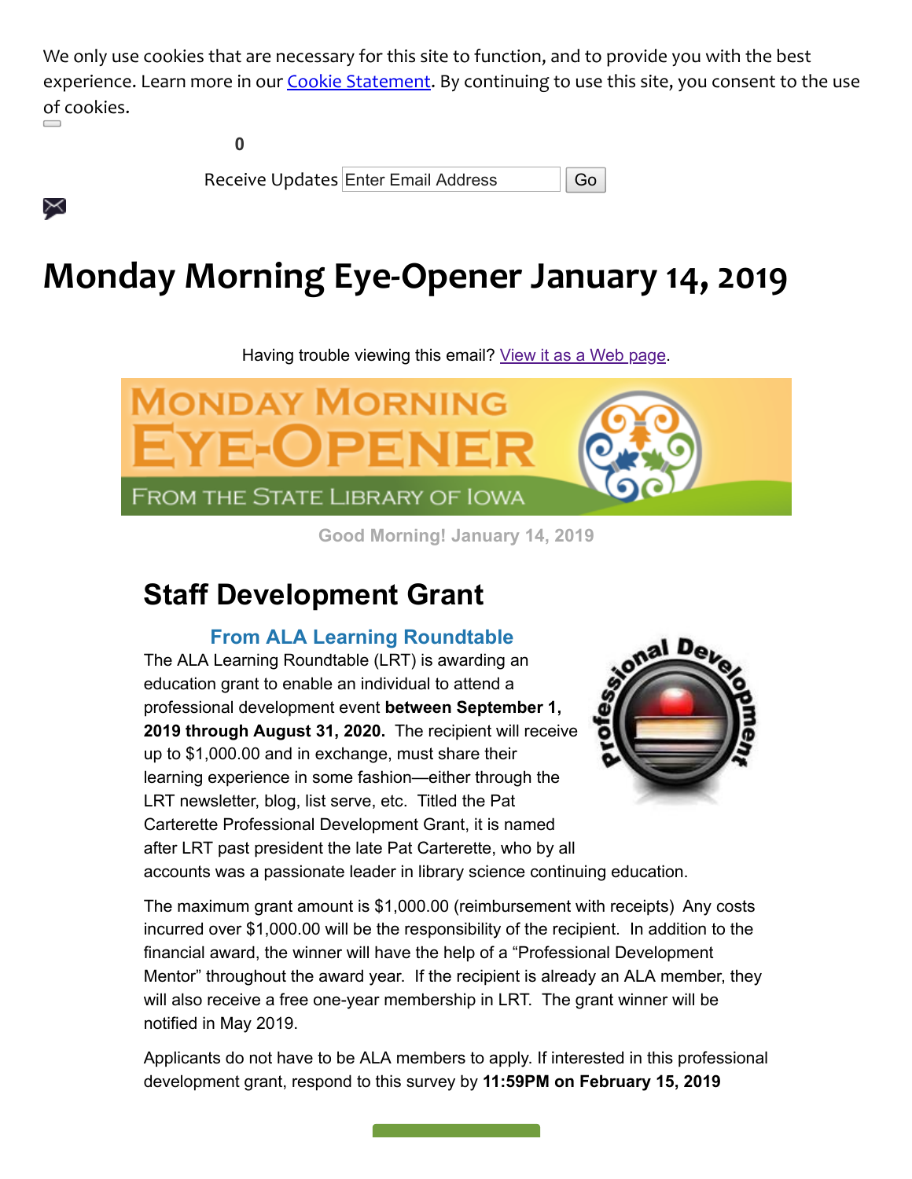We only use cookies that are necessary for this site to function, and to provide you with the best experience. Learn more in our [Cookie Statement](). By continuing to use this site, you consent to the use of cookies.

0

Receive Updates Enter Email Address Go

# Monday Morning Eye-Opener January 14, 2019

Having trouble viewing this email? [View it as a Web page]().

MONDAY MORNING EYE-OPENER FROM THE STATE LIBRARY OF IOWA

Good Morning! January 14, 2019

## Staff Development Grant

### From ALA Learning Roundtable

The ALA Learning Roundtable (LRT) is awarding an education grant to enable an individual to attend a professional development event **between September 1, 2019 through August 31, 2020.** The recipient will receive up to $1,000.00 and in exchange, must share their learning experience in some fashion—either through the LRT newsletter, blog, list serve, etc. Titled the Pat Carterette Professional Development Grant, it is named after LRT past president the late Pat Carterette, who by all accounts was a passionate leader in library science continuing education.

The maximum grant amount is $1,000.00 (reimbursement with receipts) Any costs incurred over $1,000.00 will be the responsibility of the recipient. In addition to the financial award, the winner will have the help of a "Professional Development Mentor" throughout the award year. If the recipient is already an ALA member, they will also receive a free one-year membership in LRT. The grant winner will be notified in May 2019.

Applicants do not have to be ALA members to apply. If interested in this professional development grant, respond to this survey by **11:59PM on February 15, 2019**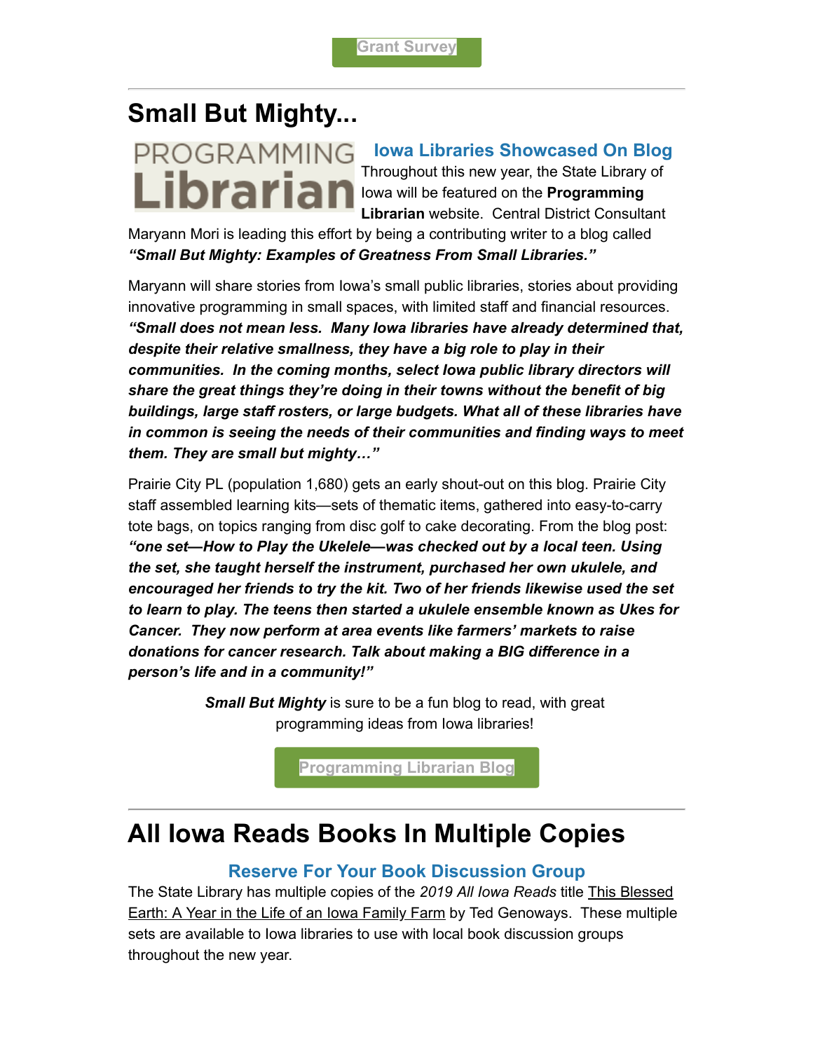Grant Survey

## Small But Mighty...

PROGRAMMING Librarian

### Iowa Libraries Showcased On Blog

Throughout this new year, the State Library of Iowa will be featured on the **Programming Librarian** website. Central District Consultant Maryann Mori is leading this effort by being a contributing writer to a blog called ***"Small But Mighty: Examples of Greatness From Small Libraries."***

Maryann will share stories from Iowa's small public libraries, stories about providing innovative programming in small spaces, with limited staff and financial resources. ***"Small does not mean less. Many Iowa libraries have already determined that, despite their relative smallness, they have a big role to play in their communities. In the coming months, select Iowa public library directors will share the great things they're doing in their towns without the benefit of big buildings, large staff rosters, or large budgets. What all of these libraries have in common is seeing the needs of their communities and finding ways to meet them. They are small but mighty…"***

Prairie City PL (population 1,680) gets an early shout-out on this blog. Prairie City staff assembled learning kits—sets of thematic items, gathered into easy-to-carry tote bags, on topics ranging from disc golf to cake decorating. From the blog post: ***"one set—How to Play the Ukelele—was checked out by a local teen. Using the set, she taught herself the instrument, purchased her own ukulele, and encouraged her friends to try the kit. Two of her friends likewise used the set to learn to play. The teens then started a ukulele ensemble known as Ukes for Cancer. They now perform at area events like farmers' markets to raise donations for cancer research. Talk about making a BIG difference in a person's life and in a community!"***

***Small But Mighty*** is sure to be a fun blog to read, with great programming ideas from Iowa libraries!

Programming Librarian Blog

## All Iowa Reads Books In Multiple Copies

### Reserve For Your Book Discussion Group

The State Library has multiple copies of the *2019 All Iowa Reads* title This Blessed Earth: A Year in the Life of an Iowa Family Farm by Ted Genoways. These multiple sets are available to Iowa libraries to use with local book discussion groups throughout the new year.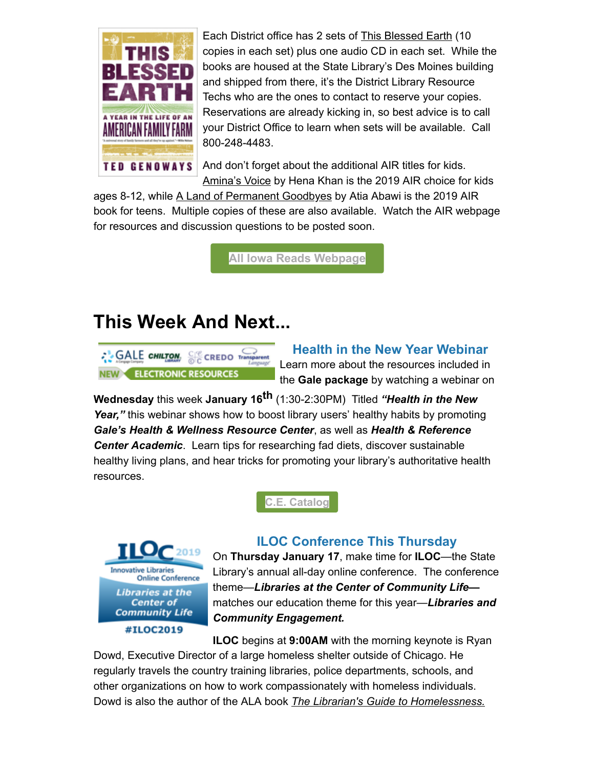Each District office has 2 sets of This Blessed Earth (10 copies in each set) plus one audio CD in each set. While the books are housed at the State Library's Des Moines building and shipped from there, it's the District Library Resource Techs who are the ones to contact to reserve your copies. Reservations are already kicking in, so best advice is to call your District Office to learn when sets will be available. Call 800-248-4483.

And don't forget about the additional AIR titles for kids. Amina's Voice by Hena Khan is the 2019 AIR choice for kids ages 8-12, while A Land of Permanent Goodbyes by Atia Abawi is the 2019 AIR book for teens. Multiple copies of these are also available. Watch the AIR webpage for resources and discussion questions to be posted soon.

All Iowa Reads Webpage

# This Week And Next...

### Health in the New Year Webinar

Learn more about the resources included in the **Gale package** by watching a webinar on **Wednesday** this week **January 16th** (1:30-2:30PM) Titled ***"Health in the New Year,"*** this webinar shows how to boost library users' healthy habits by promoting ***Gale's Health & Wellness Resource Center***, as well as ***Health & Reference Center Academic***. Learn tips for researching fad diets, discover sustainable healthy living plans, and hear tricks for promoting your library's authoritative health resources.

C.E. Catalog

### ILOC Conference This Thursday

On **Thursday January 17**, make time for **ILOC**—the State Library's annual all-day online conference. The conference theme—***Libraries at the Center of Community Life—*** matches our education theme for this year—***Libraries and Community Engagement.***

**ILOC** begins at **9:00AM** with the morning keynote is Ryan Dowd, Executive Director of a large homeless shelter outside of Chicago. He regularly travels the country training libraries, police departments, schools, and other organizations on how to work compassionately with homeless individuals. Dowd is also the author of the ALA book *The Librarian's Guide to Homelessness.*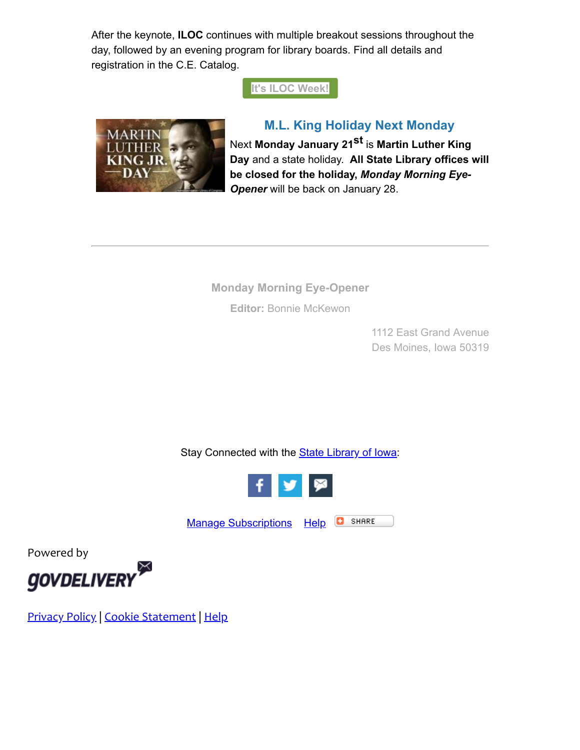After the keynote, **ILOC** continues with multiple breakout sessions throughout the day, followed by an evening program for library boards. Find all details and registration in the C.E. Catalog.

It's ILOC Week!

## M.L. King Holiday Next Monday

Next **Monday January 21st** is **Martin Luther King Day** and a state holiday. **All State Library offices will be closed for the holiday, *Monday Morning Eye-Opener*** will be back on January 28.

---

**Monday Morning Eye-Opener**

**Editor:** Bonnie McKewon

1112 East Grand Avenue
Des Moines, Iowa 50319

Stay Connected with the State Library of Iowa:

Manage Subscriptions Help SHARE

Powered by GOVDELIVERY

Privacy Policy | Cookie Statement | Help